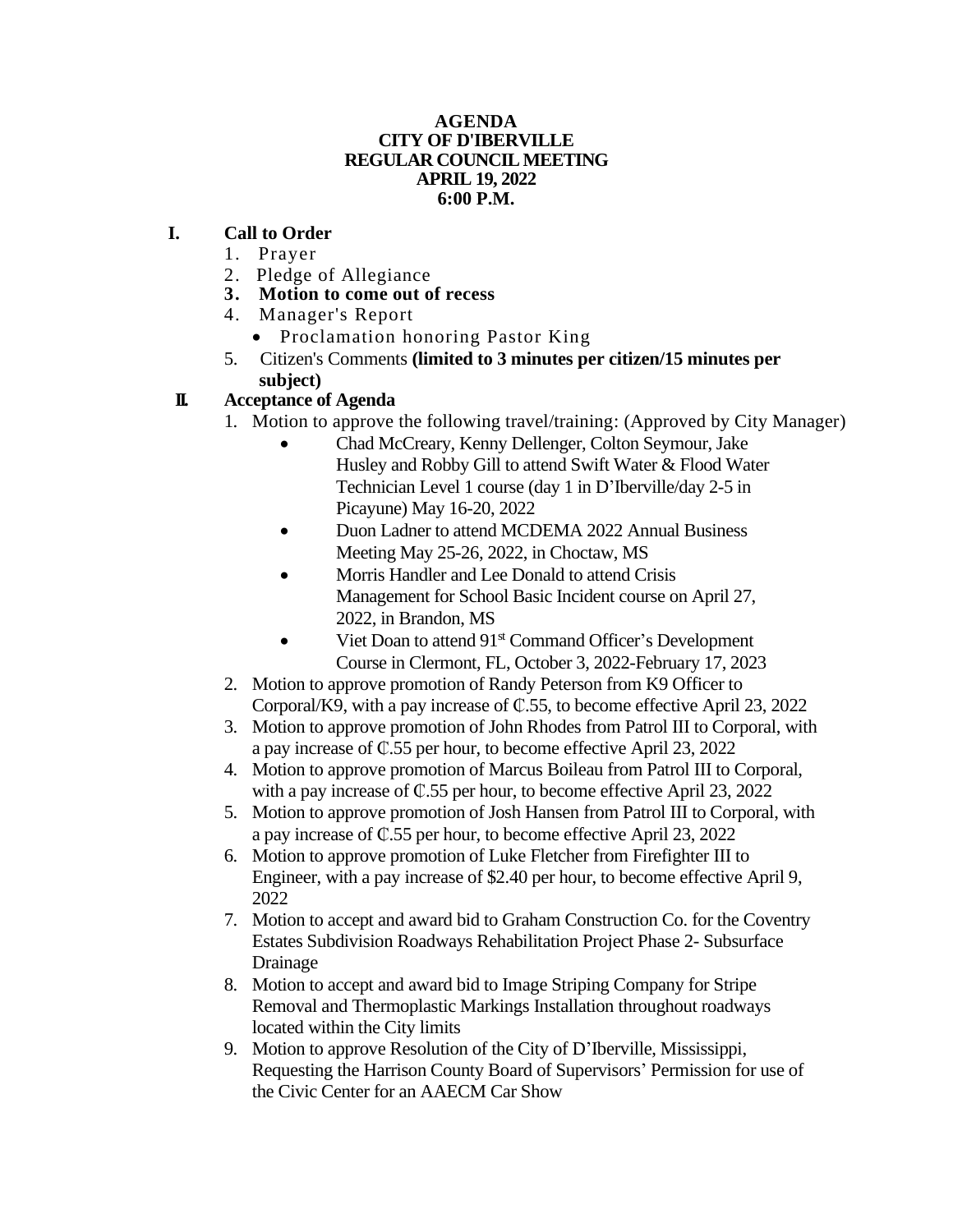**AGENDA**
**CITY OF D'IBERVILLE**
**REGULAR COUNCIL MEETING**
**APRIL 19, 2022**
**6:00 P.M.**

**I. Call to Order**

1. Prayer
2. Pledge of Allegiance
3. **Motion to come out of recess**
4. Manager's Report
   - Proclamation honoring Pastor King
5. Citizen's Comments **(limited to 3 minutes per citizen/15 minutes per subject)**

**II. Acceptance of Agenda**

1. Motion to approve the following travel/training: (Approved by City Manager)
   - Chad McCreary, Kenny Dellenger, Colton Seymour, Jake Husley and Robby Gill to attend Swift Water & Flood Water Technician Level 1 course (day 1 in D'Iberville/day 2-5 in Picayune) May 16-20, 2022
   - Duon Ladner to attend MCDEMA 2022 Annual Business Meeting May 25-26, 2022, in Choctaw, MS
   - Morris Handler and Lee Donald to attend Crisis Management for School Basic Incident course on April 27, 2022, in Brandon, MS
   - Viet Doan to attend 91st Command Officer's Development Course in Clermont, FL, October 3, 2022-February 17, 2023
2. Motion to approve promotion of Randy Peterson from K9 Officer to Corporal/K9, with a pay increase of ₵.55, to become effective April 23, 2022
3. Motion to approve promotion of John Rhodes from Patrol III to Corporal, with a pay increase of ₵.55 per hour, to become effective April 23, 2022
4. Motion to approve promotion of Marcus Boileau from Patrol III to Corporal, with a pay increase of ₵.55 per hour, to become effective April 23, 2022
5. Motion to approve promotion of Josh Hansen from Patrol III to Corporal, with a pay increase of ₵.55 per hour, to become effective April 23, 2022
6. Motion to approve promotion of Luke Fletcher from Firefighter III to Engineer, with a pay increase of $2.40 per hour, to become effective April 9, 2022
7. Motion to accept and award bid to Graham Construction Co. for the Coventry Estates Subdivision Roadways Rehabilitation Project Phase 2- Subsurface Drainage
8. Motion to accept and award bid to Image Striping Company for Stripe Removal and Thermoplastic Markings Installation throughout roadways located within the City limits
9. Motion to approve Resolution of the City of D'Iberville, Mississippi, Requesting the Harrison County Board of Supervisors' Permission for use of the Civic Center for an AAECM Car Show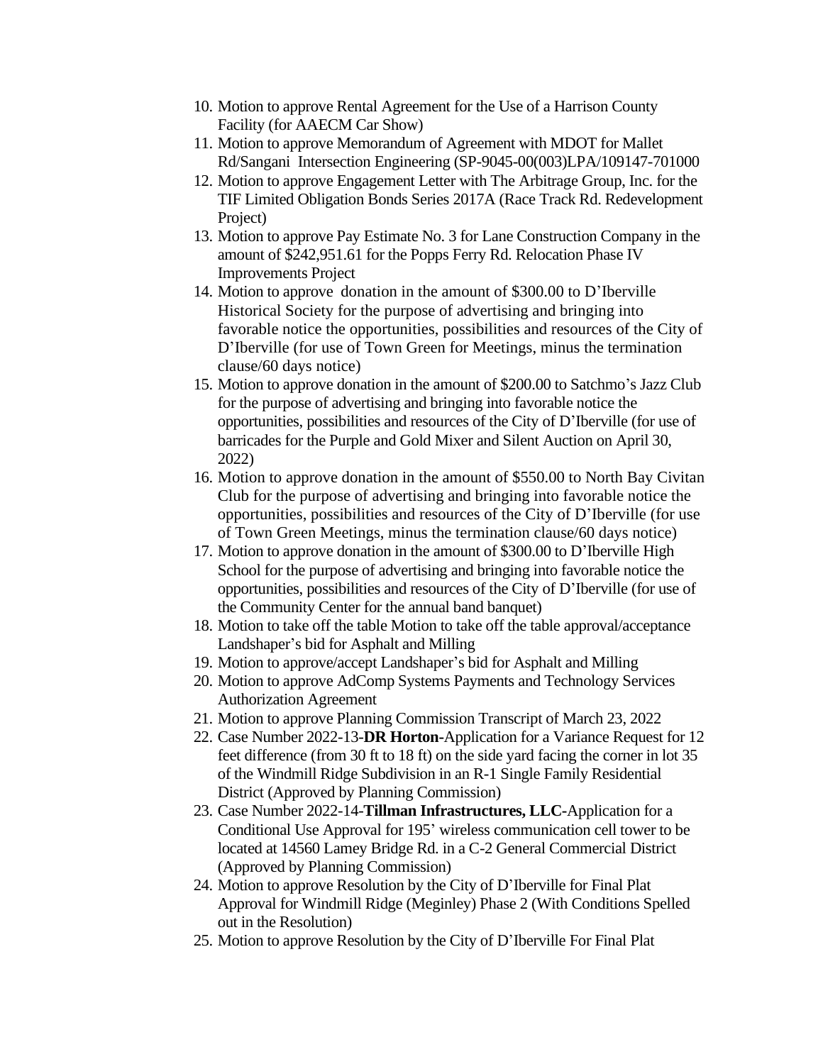10. Motion to approve Rental Agreement for the Use of a Harrison County Facility (for AAECM Car Show)
11. Motion to approve Memorandum of Agreement with MDOT for Mallet Rd/Sangani Intersection Engineering (SP-9045-00(003)LPA/109147-701000
12. Motion to approve Engagement Letter with The Arbitrage Group, Inc. for the TIF Limited Obligation Bonds Series 2017A (Race Track Rd. Redevelopment Project)
13. Motion to approve Pay Estimate No. 3 for Lane Construction Company in the amount of $242,951.61 for the Popps Ferry Rd. Relocation Phase IV Improvements Project
14. Motion to approve donation in the amount of $300.00 to D'Iberville Historical Society for the purpose of advertising and bringing into favorable notice the opportunities, possibilities and resources of the City of D'Iberville (for use of Town Green for Meetings, minus the termination clause/60 days notice)
15. Motion to approve donation in the amount of $200.00 to Satchmo's Jazz Club for the purpose of advertising and bringing into favorable notice the opportunities, possibilities and resources of the City of D'Iberville (for use of barricades for the Purple and Gold Mixer and Silent Auction on April 30, 2022)
16. Motion to approve donation in the amount of $550.00 to North Bay Civitan Club for the purpose of advertising and bringing into favorable notice the opportunities, possibilities and resources of the City of D'Iberville (for use of Town Green Meetings, minus the termination clause/60 days notice)
17. Motion to approve donation in the amount of $300.00 to D'Iberville High School for the purpose of advertising and bringing into favorable notice the opportunities, possibilities and resources of the City of D'Iberville (for use of the Community Center for the annual band banquet)
18. Motion to take off the table Motion to take off the table approval/acceptance Landshaper's bid for Asphalt and Milling
19. Motion to approve/accept Landshaper's bid for Asphalt and Milling
20. Motion to approve AdComp Systems Payments and Technology Services Authorization Agreement
21. Motion to approve Planning Commission Transcript of March 23, 2022
22. Case Number 2022-13-**DR Horton**-Application for a Variance Request for 12 feet difference (from 30 ft to 18 ft) on the side yard facing the corner in lot 35 of the Windmill Ridge Subdivision in an R-1 Single Family Residential District (Approved by Planning Commission)
23. Case Number 2022-14-**Tillman Infrastructures, LLC**-Application for a Conditional Use Approval for 195' wireless communication cell tower to be located at 14560 Lamey Bridge Rd. in a C-2 General Commercial District (Approved by Planning Commission)
24. Motion to approve Resolution by the City of D'Iberville for Final Plat Approval for Windmill Ridge (Meginley) Phase 2 (With Conditions Spelled out in the Resolution)
25. Motion to approve Resolution by the City of D'Iberville For Final Plat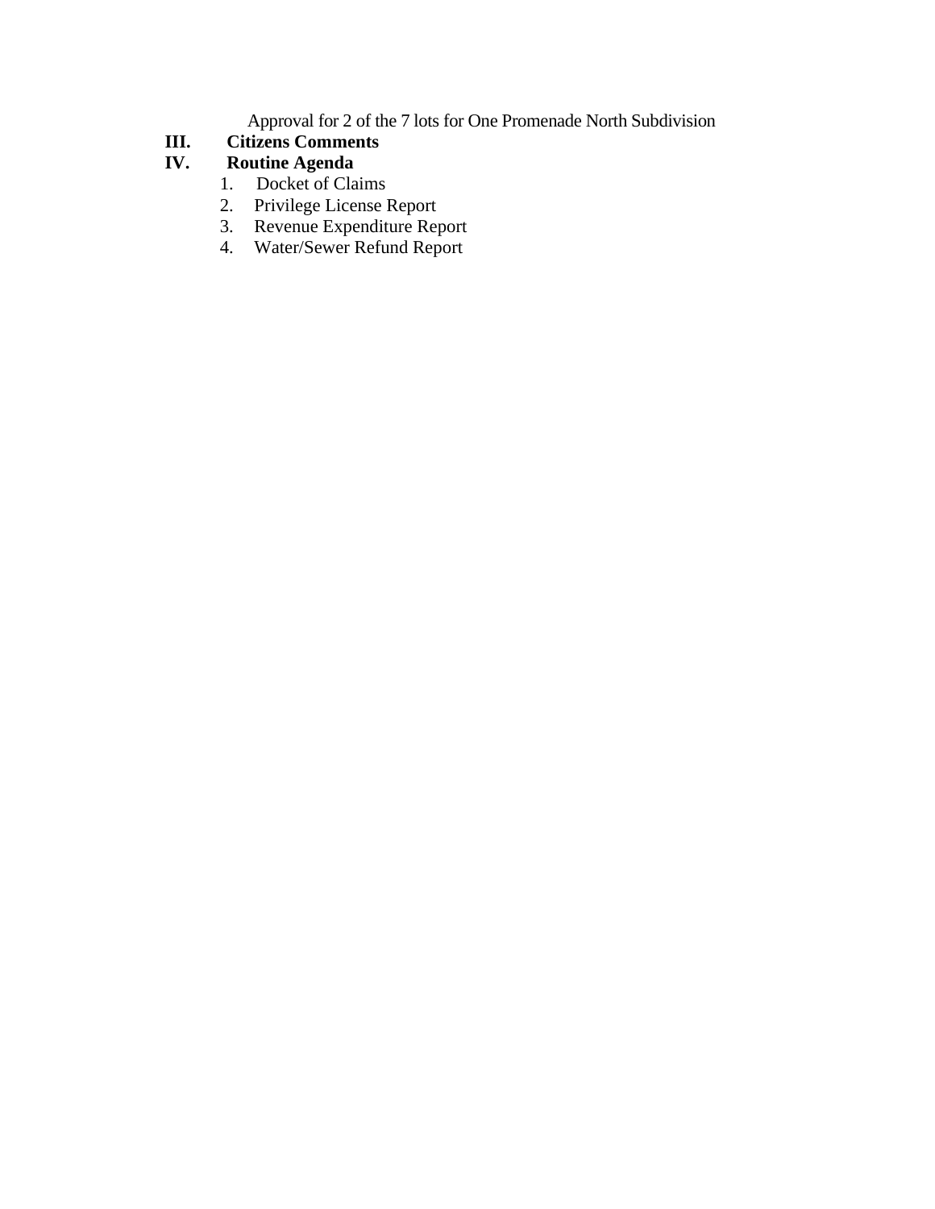Approval for 2 of the 7 lots for One Promenade North Subdivision

**III. Citizens Comments**

**IV. Routine Agenda**

1. Docket of Claims
2. Privilege License Report
3. Revenue Expenditure Report
4. Water/Sewer Refund Report